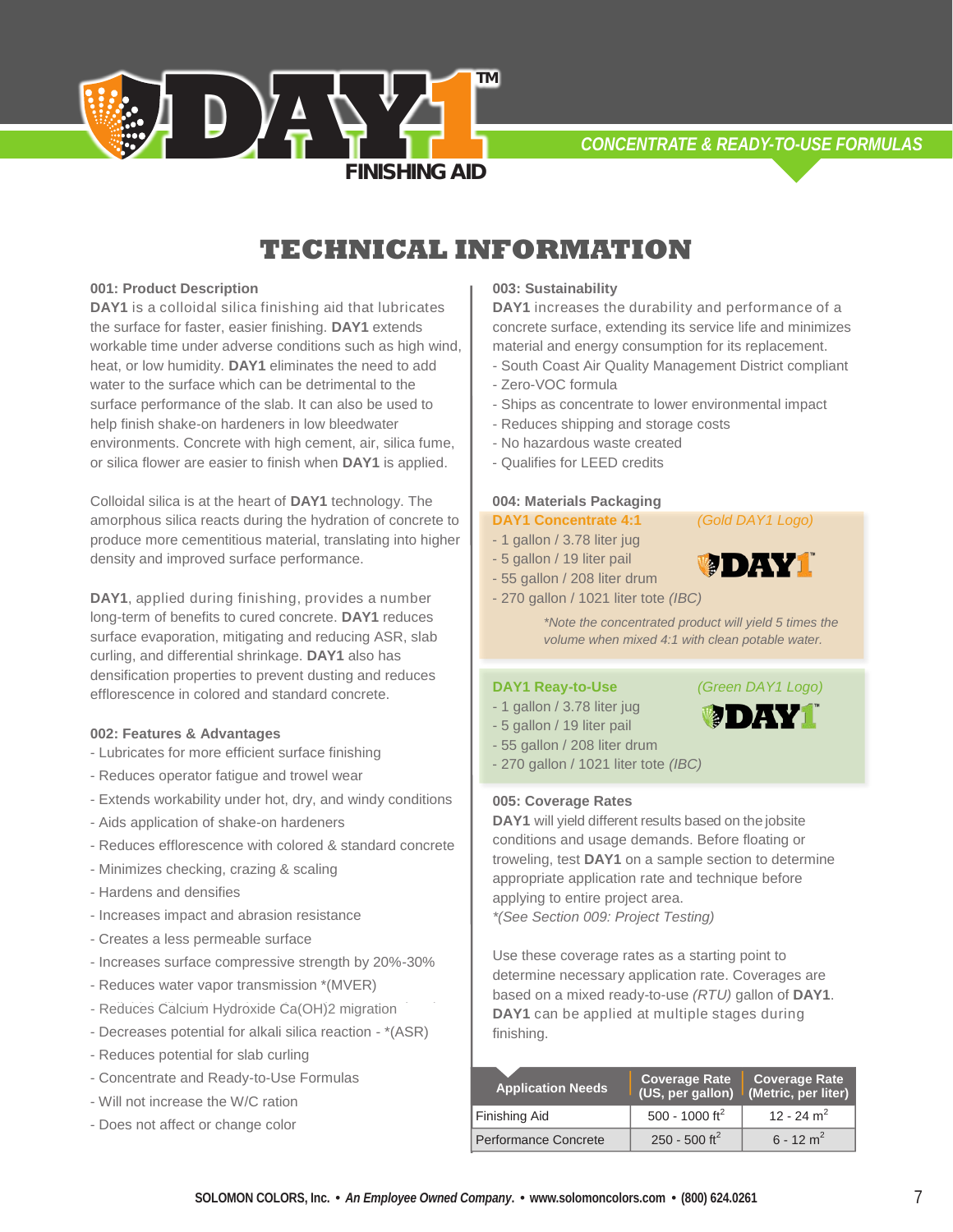# DAY1™ FINISHING AID

*CONCENTRATE & READY-TO-USE FORMULAS*

## TECHNICAL INFORMATION

### 001: Product Description

**DAY1** is a colloidal silica finishing aid that lubricates the surface for faster, easier finishing. **DAY1** extends workable time under adverse conditions such as high wind, heat, or low humidity. **DAY1** eliminates the need to add water to the surface which can be detrimental to the surface performance of the slab. It can also be used to help finish shake-on hardeners in low bleedwater environments. Concrete with high cement, air, silica fume, or silica flower are easier to finish when **DAY1** is applied.

Colloidal silica is at the heart of **DAY1** technology. The amorphous silica reacts during the hydration of concrete to produce more cementitious material, translating into higher density and improved surface performance.

**DAY1**, applied during finishing, provides a number long-term of benefits to cured concrete. **DAY1** reduces surface evaporation, mitigating and reducing ASR, slab curling, and differential shrinkage. **DAY1** also has densification properties to prevent dusting and reduces efflorescence in colored and standard concrete.

### 002: Features & Advantages

- Lubricates for more efficient surface finishing
- Reduces operator fatigue and trowel wear
- Extends workability under hot, dry, and windy conditions
- Aids application of shake-on hardeners
- Reduces efflorescence with colored & standard concrete
- Minimizes checking, crazing & scaling
- Hardens and densifies
- Increases impact and abrasion resistance
- Creates a less permeable surface
- Increases surface compressive strength by 20%-30%
- Reduces water vapor transmission *(MVER)
- Reduces Calcium Hydroxide $Ca(OH)_2$ migration
- Decreases potential for alkali silica reaction - *(ASR)
- Reduces potential for slab curling
- Concentrate and Ready-to-Use Formulas
- Will not increase the W/C ration
- Does not affect or change color

### 003: Sustainability

**DAY1** increases the durability and performance of a concrete surface, extending its service life and minimizes material and energy consumption for its replacement.

- South Coast Air Quality Management District compliant
- Zero-VOC formula
- Ships as concentrate to lower environmental impact
- Reduces shipping and storage costs
- No hazardous waste created
- Qualifies for LEED credits

### 004: Materials Packaging

**DAY1 Concentrate 4:1** *(Gold DAY1 Logo)*

- 1 gallon / 3.78 liter jug
- 5 gallon / 19 liter pail
- 55 gallon / 208 liter drum
- 270 gallon / 1021 liter tote *(IBC)*

*\*Note the concentrated product will yield 5 times the volume when mixed 4:1 with clean potable water.*

**DAY1 Reay-to-Use** *(Green DAY1 Logo)*

- 1 gallon / 3.78 liter jug
- 5 gallon / 19 liter pail
- 55 gallon / 208 liter drum
- 270 gallon / 1021 liter tote *(IBC)*

### 005: Coverage Rates

**DAY1** will yield different results based on the jobsite conditions and usage demands. Before floating or troweling, test **DAY1** on a sample section to determine appropriate application rate and technique before applying to entire project area.
*\*(See Section 009: Project Testing)*

Use these coverage rates as a starting point to determine necessary application rate. Coverages are based on a mixed ready-to-use *(RTU)* gallon of **DAY1**. **DAY1** can be applied at multiple stages during finishing.

| Application Needs | Coverage Rate (US, per gallon) | Coverage Rate (Metric, per liter) |
|---|---|---|
| Finishing Aid | 500 - 1000 $ft^2$ | 12 - 24 $m^2$ |
| Performance Concrete | 250 - 500 $ft^2$ | 6 - 12 $m^2$ |

SOLOMON COLORS, Inc. • *An Employee Owned Company*. • www.solomoncolors.com • (800) 624.0261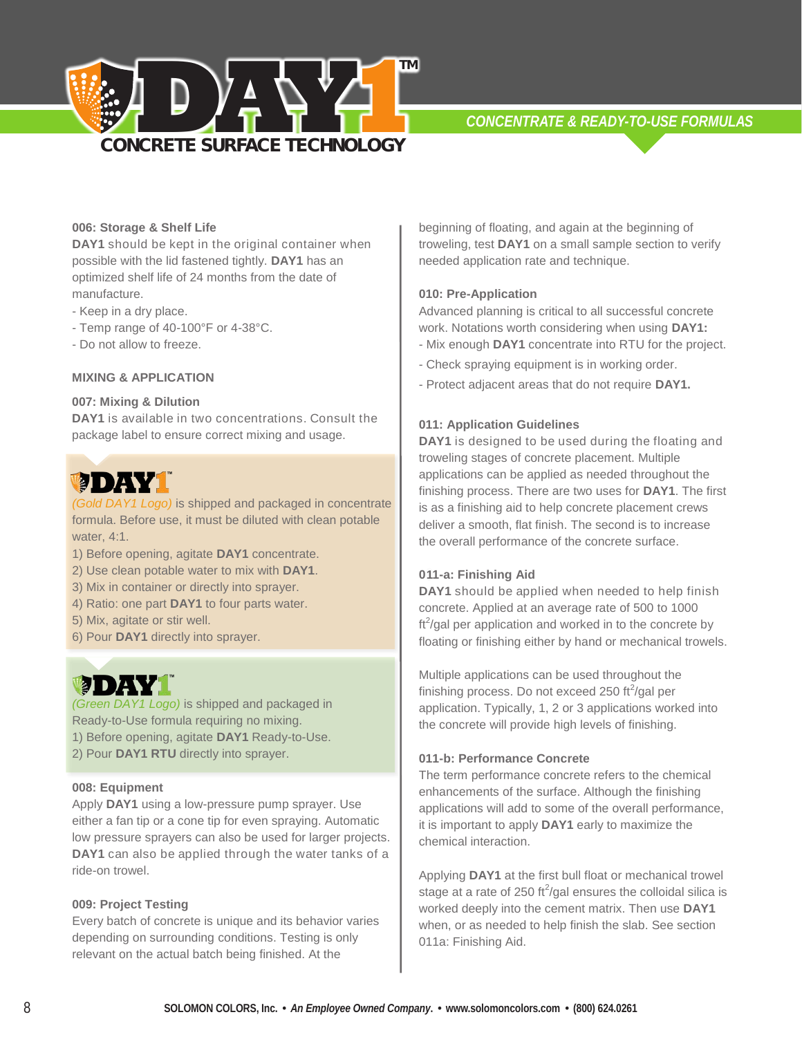### 006: Storage & Shelf Life

**DAY1** should be kept in the original container when possible with the lid fastened tightly. **DAY1** has an optimized shelf life of 24 months from the date of manufacture.

- Keep in a dry place.
- Temp range of 40-100°F or 4-38°C.
- Do not allow to freeze.

## MIXING & APPLICATION

### 007: Mixing & Dilution

**DAY1** is available in two concentrations. Consult the package label to ensure correct mixing and usage.

*(Gold DAY1 Logo)* is shipped and packaged in concentrate formula. Before use, it must be diluted with clean potable water, 4:1.

1) Before opening, agitate **DAY1** concentrate.
2) Use clean potable water to mix with **DAY1**.
3) Mix in container or directly into sprayer.
4) Ratio: one part **DAY1** to four parts water.
5) Mix, agitate or stir well.
6) Pour **DAY1** directly into sprayer.

*(Green DAY1 Logo)* is shipped and packaged in Ready-to-Use formula requiring no mixing.

1) Before opening, agitate **DAY1** Ready-to-Use.
2) Pour **DAY1 RTU** directly into sprayer.

### 008: Equipment

Apply **DAY1** using a low-pressure pump sprayer. Use either a fan tip or a cone tip for even spraying. Automatic low pressure sprayers can also be used for larger projects. **DAY1** can also be applied through the water tanks of a ride-on trowel.

### 009: Project Testing

Every batch of concrete is unique and its behavior varies depending on surrounding conditions. Testing is only relevant on the actual batch being finished. At the beginning of floating, and again at the beginning of troweling, test **DAY1** on a small sample section to verify needed application rate and technique.

### 010: Pre-Application

Advanced planning is critical to all successful concrete work. Notations worth considering when using **DAY1:**

- Mix enough **DAY1** concentrate into RTU for the project.
- Check spraying equipment is in working order.
- Protect adjacent areas that do not require **DAY1.**

### 011: Application Guidelines

**DAY1** is designed to be used during the floating and troweling stages of concrete placement. Multiple applications can be applied as needed throughout the finishing process. There are two uses for **DAY1**. The first is as a finishing aid to help concrete placement crews deliver a smooth, flat finish. The second is to increase the overall performance of the concrete surface.

### 011-a: Finishing Aid

**DAY1** should be applied when needed to help finish concrete. Applied at an average rate of 500 to 1000 $ft^2$/gal per application and worked in to the concrete by floating or finishing either by hand or mechanical trowels.

Multiple applications can be used throughout the finishing process. Do not exceed 250 $ft^2$/gal per application. Typically, 1, 2 or 3 applications worked into the concrete will provide high levels of finishing.

### 011-b: Performance Concrete

The term performance concrete refers to the chemical enhancements of the surface. Although the finishing applications will add to some of the overall performance, it is important to apply **DAY1** early to maximize the chemical interaction.

Applying **DAY1** at the first bull float or mechanical trowel stage at a rate of 250 $ft^2$/gal ensures the colloidal silica is worked deeply into the cement matrix. Then use **DAY1** when, or as needed to help finish the slab. See section 011a: Finishing Aid.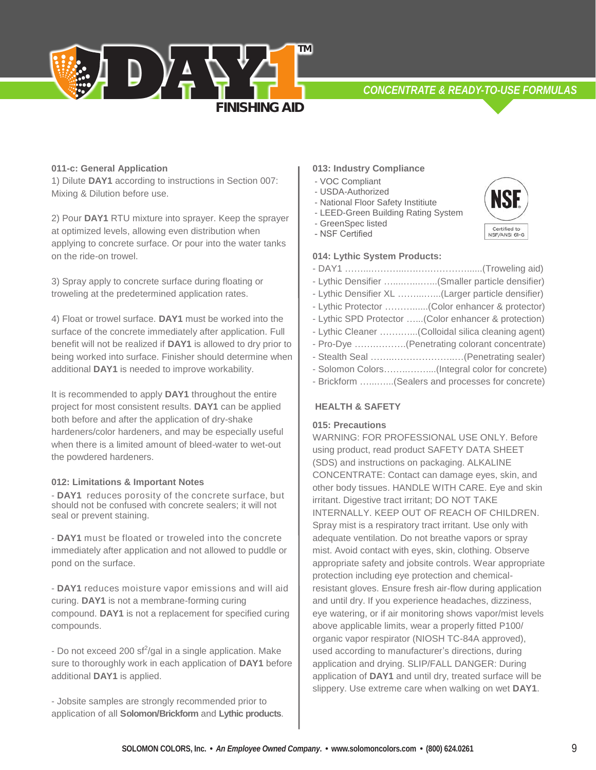# DAY1™ FINISHING AID

*CONCENTRATE & READY-TO-USE FORMULAS*

**011-c: General Application**

1) Dilute **DAY1** according to instructions in Section 007: Mixing & Dilution before use.

2) Pour **DAY1** RTU mixture into sprayer. Keep the sprayer at optimized levels, allowing even distribution when applying to concrete surface. Or pour into the water tanks on the ride-on trowel.

3) Spray apply to concrete surface during floating or troweling at the predetermined application rates.

4) Float or trowel surface. **DAY1** must be worked into the surface of the concrete immediately after application. Full benefit will not be realized if **DAY1** is allowed to dry prior to being worked into surface. Finisher should determine when additional **DAY1** is needed to improve workability.

It is recommended to apply **DAY1** throughout the entire project for most consistent results. **DAY1** can be applied both before and after the application of dry-shake hardeners/color hardeners, and may be especially useful when there is a limited amount of bleed-water to wet-out the powdered hardeners.

**012: Limitations & Important Notes**

- **DAY1** reduces porosity of the concrete surface, but should not be confused with concrete sealers; it will not seal or prevent staining.

- **DAY1** must be floated or troweled into the concrete immediately after application and not allowed to puddle or pond on the surface.

- **DAY1** reduces moisture vapor emissions and will aid curing. **DAY1** is not a membrane-forming curing compound. **DAY1** is not a replacement for specified curing compounds.

- Do not exceed 200 $sf^2$/gal in a single application. Make sure to thoroughly work in each application of **DAY1** before additional **DAY1** is applied.

- Jobsite samples are strongly recommended prior to application of all **Solomon/Brickform** and **Lythic products**.

**013: Industry Compliance**

- VOC Compliant
- USDA-Authorized
- National Floor Safety Institiute
- LEED-Green Building Rating System
- GreenSpec listed
- NSF Certified

NSF — Certified to NSF/ANSI 61-G

**014: Lythic System Products:**

- DAY1 …………………………………......(Troweling aid)
- Lythic Densifier ……………..(Smaller particle densifier)
- Lythic Densifier XL ……….…..(Larger particle densifier)
- Lythic Protector ………......(Color enhancer & protector)
- Lythic SPD Protector …...(Color enhancer & protection)
- Lythic Cleaner ………....(Colloidal silica cleaning agent)
- Pro-Dye ……………..(Penetrating colorant concentrate)
- Stealth Seal ……………………….…(Penetrating sealer)
- Solomon Colors…………....(Integral color for concrete)
- Brickform ………..(Sealers and processes for concrete)

**HEALTH & SAFETY**

**015: Precautions**

WARNING: FOR PROFESSIONAL USE ONLY. Before using product, read product SAFETY DATA SHEET (SDS) and instructions on packaging. ALKALINE CONCENTRATE: Contact can damage eyes, skin, and other body tissues. HANDLE WITH CARE. Eye and skin irritant. Digestive tract irritant; DO NOT TAKE INTERNALLY. KEEP OUT OF REACH OF CHILDREN. Spray mist is a respiratory tract irritant. Use only with adequate ventilation. Do not breathe vapors or spray mist. Avoid contact with eyes, skin, clothing. Observe appropriate safety and jobsite controls. Wear appropriate protection including eye protection and chemical-resistant gloves. Ensure fresh air-flow during application and until dry. If you experience headaches, dizziness, eye watering, or if air monitoring shows vapor/mist levels above applicable limits, wear a properly fitted P100/organic vapor respirator (NIOSH TC-84A approved), used according to manufacturer's directions, during application and drying. SLIP/FALL DANGER: During application of **DAY1** and until dry, treated surface will be slippery. Use extreme care when walking on wet **DAY1**.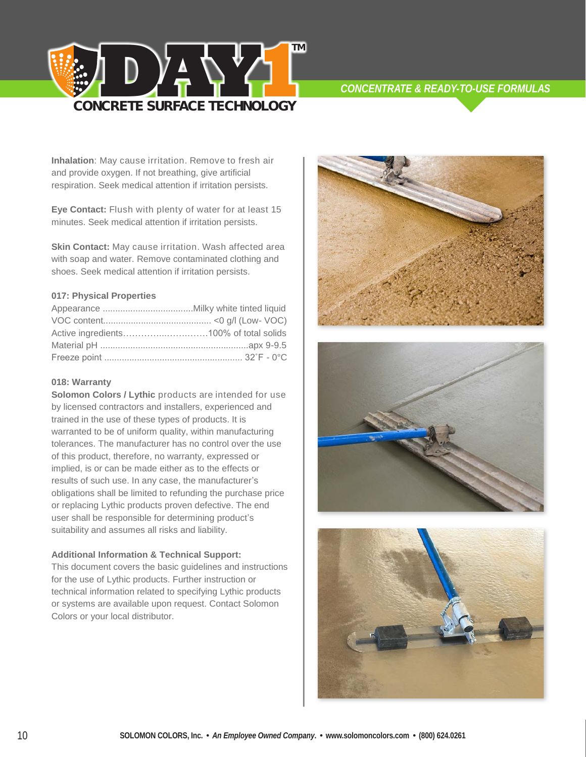**Inhalation**: May cause irritation. Remove to fresh air and provide oxygen. If not breathing, give artificial respiration. Seek medical attention if irritation persists.

**Eye Contact:** Flush with plenty of water for at least 15 minutes. Seek medical attention if irritation persists.

**Skin Contact:** May cause irritation. Wash affected area with soap and water. Remove contaminated clothing and shoes. Seek medical attention if irritation persists.

### 017: Physical Properties

| | |
|---|---|
| Appearance | Milky white tinted liquid |
| VOC content | <0 g/l (Low- VOC) |
| Active ingredients | 100% of total solids |
| Material pH | apx 9-9.5 |
| Freeze point | 32˚F - 0°C |

### 018: Warranty

**Solomon Colors / Lythic** products are intended for use by licensed contractors and installers, experienced and trained in the use of these types of products. It is warranted to be of uniform quality, within manufacturing tolerances. The manufacturer has no control over the use of this product, therefore, no warranty, expressed or implied, is or can be made either as to the effects or results of such use. In any case, the manufacturer's obligations shall be limited to refunding the purchase price or replacing Lythic products proven defective. The end user shall be responsible for determining product's suitability and assumes all risks and liability.

### Additional Information & Technical Support:

This document covers the basic guidelines and instructions for the use of Lythic products. Further instruction or technical information related to specifying Lythic products or systems are available upon request. Contact Solomon Colors or your local distributor.